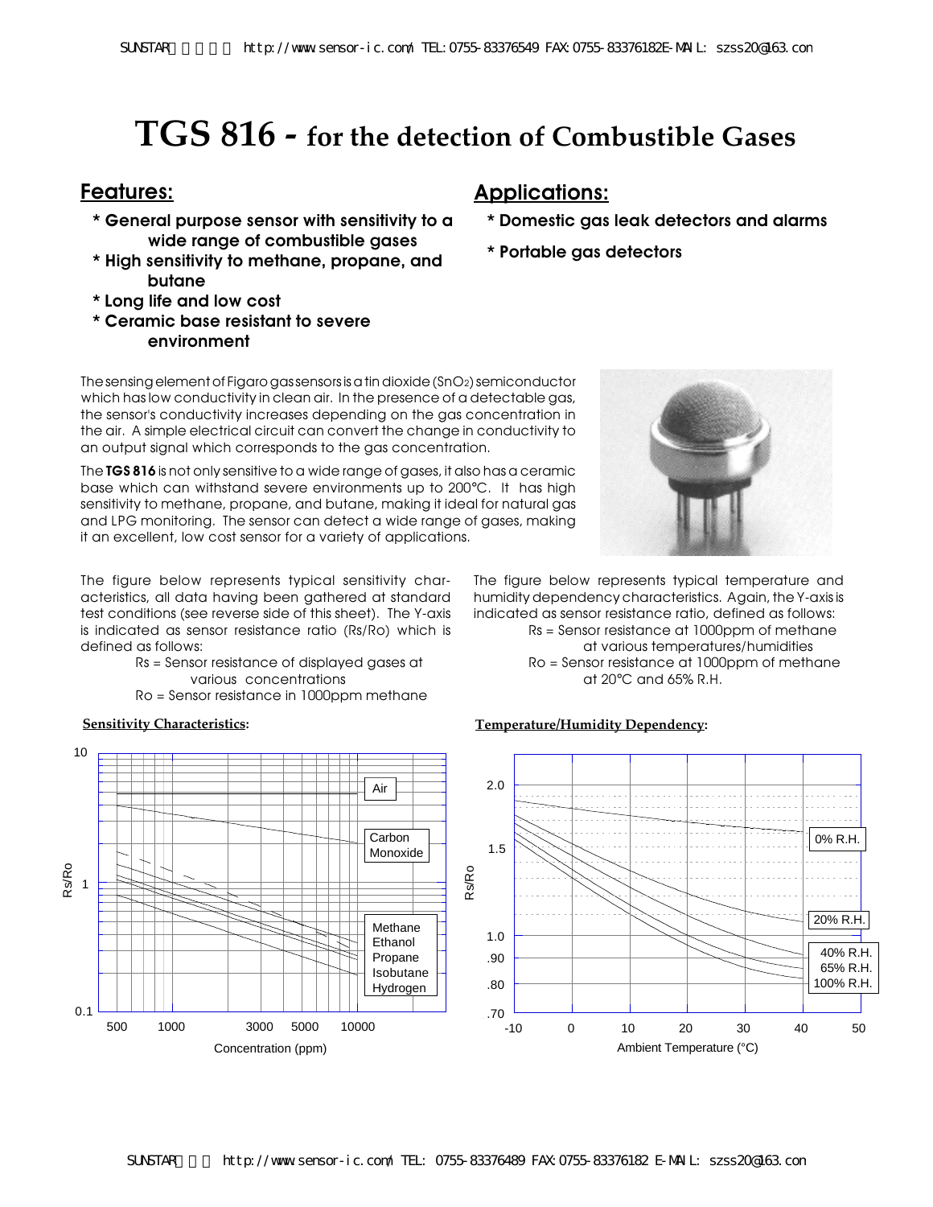# TGS 816 - for the detection of Combustible Gases

## Features:

* General purpose sensor with sensitivity to a wide range of combustible gases
* High sensitivity to methane, propane, and butane
* Long life and low cost
* Ceramic base resistant to severe environment

## Applications:

* Domestic gas leak detectors and alarms
* Portable gas detectors

The sensing element of Figaro gas sensors is a tin dioxide ($SnO_2$) semiconductor which has low conductivity in clean air. In the presence of a detectable gas, the sensor's conductivity increases depending on the gas concentration in the air. A simple electrical circuit can convert the change in conductivity to an output signal which corresponds to the gas concentration.

The **TGS 816** is not only sensitive to a wide range of gases, it also has a ceramic base which can withstand severe environments up to 200°C. It has high sensitivity to methane, propane, and butane, making it ideal for natural gas and LPG monitoring. The sensor can detect a wide range of gases, making it an excellent, low cost sensor for a variety of applications.

The figure below represents typical sensitivity characteristics, all data having been gathered at standard test conditions (see reverse side of this sheet). The Y-axis is indicated as sensor resistance ratio (Rs/Ro) which is defined as follows:

Rs = Sensor resistance of displayed gases at various concentrations
Ro = Sensor resistance in 1000ppm methane

**Sensitivity Characteristics:**

The figure below represents typical temperature and humidity dependency characteristics. Again, the Y-axis is indicated as sensor resistance ratio, defined as follows:

Rs = Sensor resistance at 1000ppm of methane at various temperatures/humidities
Ro = Sensor resistance at 1000ppm of methane at 20°C and 65% R.H.

**Temperature/Humidity Dependency:**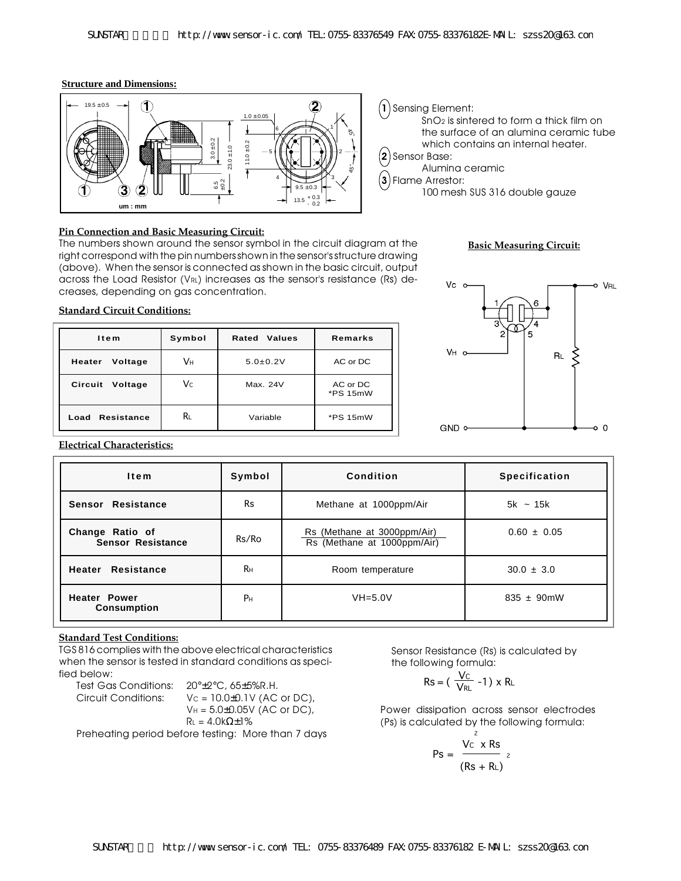**Structure and Dimensions:**

19.5 ±0.5
1.0 ±0.05
3.0 ±0.2
23.0 ±1.0
11.0 ±0.2
6.5 ±0.2
9.5 ±0.3
13.5 +0.3 -0.2
45°
45°
um : mm

(1) Sensing Element:
$SnO_2$ is sintered to form a thick film on the surface of an alumina ceramic tube which contains an internal heater.

(2) Sensor Base:
Alumina ceramic

(3) Flame Arrestor:
100 mesh SUS 316 double gauze

**Pin Connection and Basic Measuring Circuit:**

The numbers shown around the sensor symbol in the circuit diagram at the right correspond with the pin numbers shown in the sensor's structure drawing (above). When the sensor is connected as shown in the basic circuit, output across the Load Resistor ($V_{RL}$) increases as the sensor's resistance (Rs) decreases, depending on gas concentration.

**Basic Measuring Circuit:**

Vc
VRL
VH
RL
GND
0

**Standard Circuit Conditions:**

| Item | Symbol | Rated Values | Remarks |
|---|---|---|---|
| Heater Voltage | $V_H$ | 5.0±0.2V | AC or DC |
| Circuit Voltage | $V_C$ | Max. 24V | AC or DC *PS 15mW |
| Load Resistance | $R_L$ | Variable | *PS 15mW |

**Electrical Characteristics:**

| Item | Symbol | Condition | Specification |
|---|---|---|---|
| Sensor Resistance | Rs | Methane at 1000ppm/Air | 5k ~ 15k |
| Change Ratio of Sensor Resistance | Rs/Ro | Rs (Methane at 3000ppm/Air) / Rs (Methane at 1000ppm/Air) | 0.60 ± 0.05 |
| Heater Resistance | $R_H$ | Room temperature | 30.0 ± 3.0 |
| Heater Power Consumption | $P_H$ | VH=5.0V | 835 ± 90mW |

**Standard Test Conditions:**

TGS 816 complies with the above electrical characteristics when the sensor is tested in standard conditions as specified below:

Test Gas Conditions: 20°±2°C, 65±5%R.H.
Circuit Conditions: $V_C$ = 10.0±0.1V (AC or DC), $V_H$ = 5.0±0.05V (AC or DC), $R_L$ = 4.0kΩ±1%
Preheating period before testing: More than 7 days

Sensor Resistance (Rs) is calculated by the following formula:

$$Rs = \left( \frac{V_C}{V_{RL}} - 1 \right) \times R_L$$

Power dissipation across sensor electrodes (Ps) is calculated by the following formula:

$$Ps = \frac{V_C^2 \times Rs}{(Rs + R_L)^2}$$